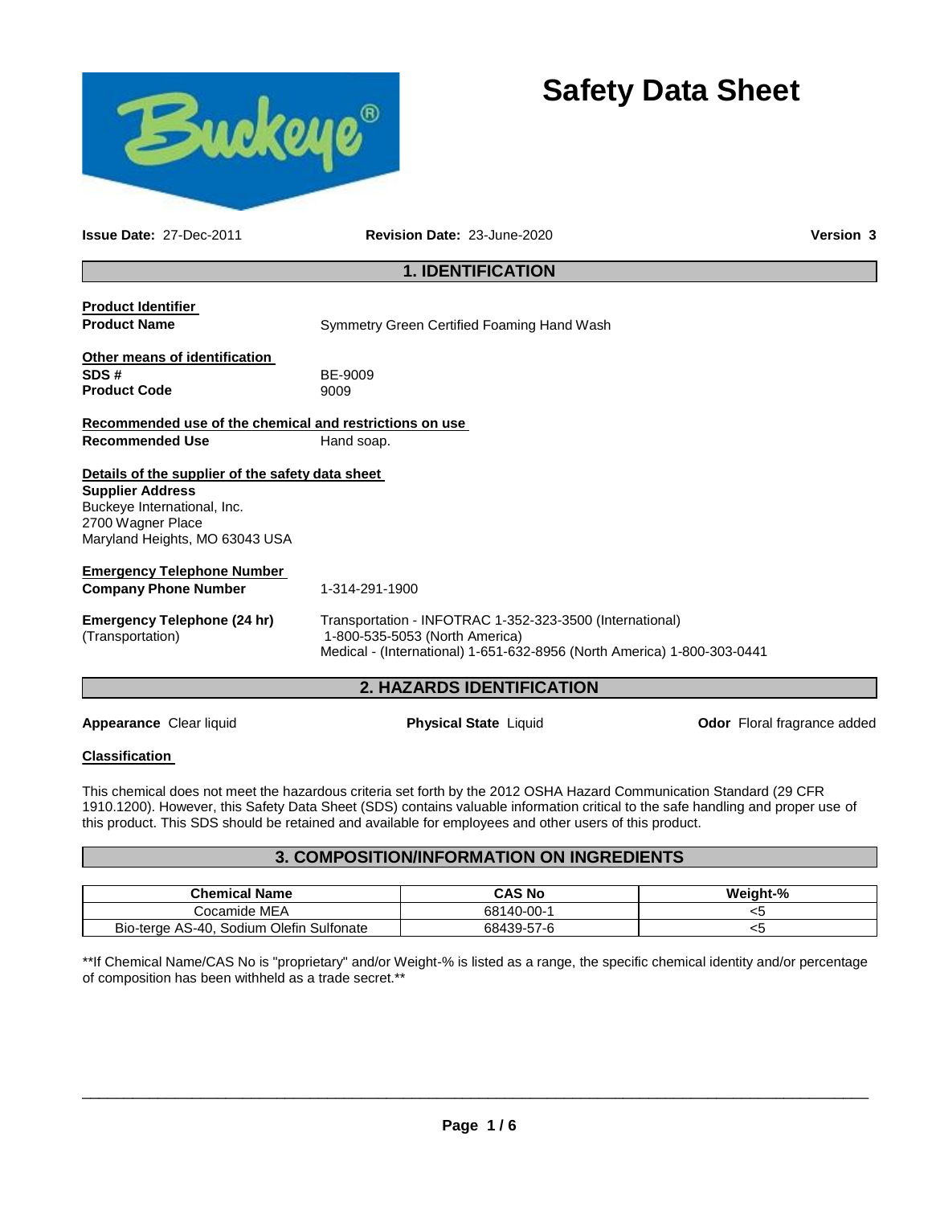# Safety Data Sheet

**Issue Date:** 27-Dec-2011 **Revision Date:** 23-June-2020 **Version 3**

## 1. IDENTIFICATION

**Product Identifier**

**Product Name** Symmetry Green Certified Foaming Hand Wash

**Other means of identification**

**SDS #** BE-9009

**Product Code** 9009

**Recommended use of the chemical and restrictions on use**

**Recommended Use** Hand soap.

**Details of the supplier of the safety data sheet**

**Supplier Address**

Buckeye International, Inc.
2700 Wagner Place
Maryland Heights, MO 63043 USA

**Emergency Telephone Number**

**Company Phone Number** 1-314-291-1900

**Emergency Telephone (24 hr)** (Transportation) Transportation - INFOTRAC 1-352-323-3500 (International) 1-800-535-5053 (North America)
Medical - (International) 1-651-632-8956 (North America) 1-800-303-0441

## 2. HAZARDS IDENTIFICATION

**Appearance** Clear liquid **Physical State** Liquid **Odor** Floral fragrance added

**Classification**

This chemical does not meet the hazardous criteria set forth by the 2012 OSHA Hazard Communication Standard (29 CFR 1910.1200). However, this Safety Data Sheet (SDS) contains valuable information critical to the safe handling and proper use of this product. This SDS should be retained and available for employees and other users of this product.

## 3. COMPOSITION/INFORMATION ON INGREDIENTS

| Chemical Name | CAS No | Weight-% |
|---|---|---|
| Cocamide MEA | 68140-00-1 | <5 |
| Bio-terge AS-40, Sodium Olefin Sulfonate | 68439-57-6 | <5 |

**If Chemical Name/CAS No is "proprietary" and/or Weight-% is listed as a range, the specific chemical identity and/or percentage of composition has been withheld as a trade secret.**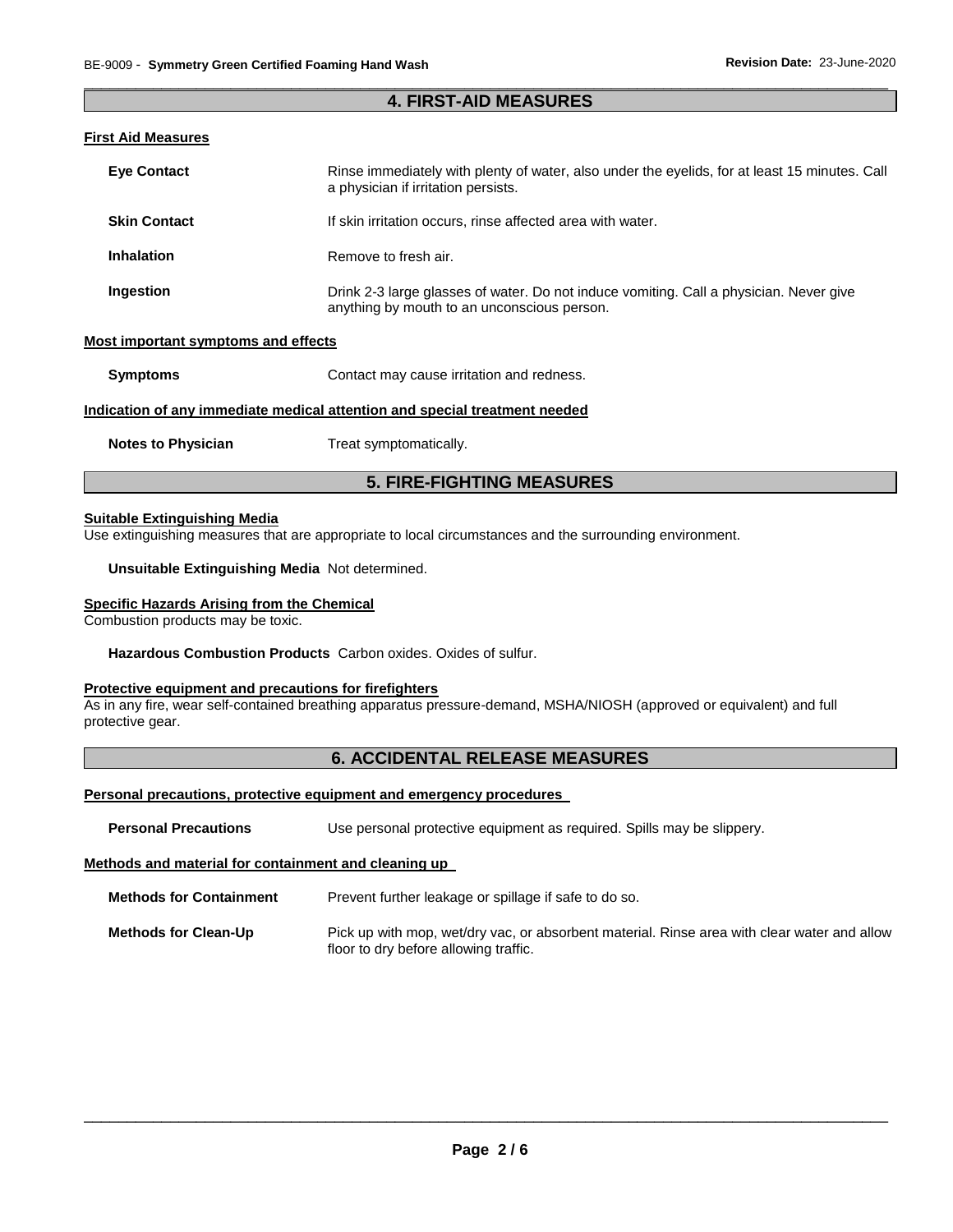## 4. FIRST-AID MEASURES

### First Aid Measures

**Eye Contact** Rinse immediately with plenty of water, also under the eyelids, for at least 15 minutes. Call a physician if irritation persists.

**Skin Contact** If skin irritation occurs, rinse affected area with water.

**Inhalation** Remove to fresh air.

**Ingestion** Drink 2-3 large glasses of water. Do not induce vomiting. Call a physician. Never give anything by mouth to an unconscious person.

### Most important symptoms and effects

**Symptoms** Contact may cause irritation and redness.

### Indication of any immediate medical attention and special treatment needed

**Notes to Physician** Treat symptomatically.

## 5. FIRE-FIGHTING MEASURES

### Suitable Extinguishing Media

Use extinguishing measures that are appropriate to local circumstances and the surrounding environment.

**Unsuitable Extinguishing Media** Not determined.

### Specific Hazards Arising from the Chemical

Combustion products may be toxic.

**Hazardous Combustion Products** Carbon oxides. Oxides of sulfur.

### Protective equipment and precautions for firefighters

As in any fire, wear self-contained breathing apparatus pressure-demand, MSHA/NIOSH (approved or equivalent) and full protective gear.

## 6. ACCIDENTAL RELEASE MEASURES

### Personal precautions, protective equipment and emergency procedures

**Personal Precautions** Use personal protective equipment as required. Spills may be slippery.

### Methods and material for containment and cleaning up

**Methods for Containment** Prevent further leakage or spillage if safe to do so.

**Methods for Clean-Up** Pick up with mop, wet/dry vac, or absorbent material. Rinse area with clear water and allow floor to dry before allowing traffic.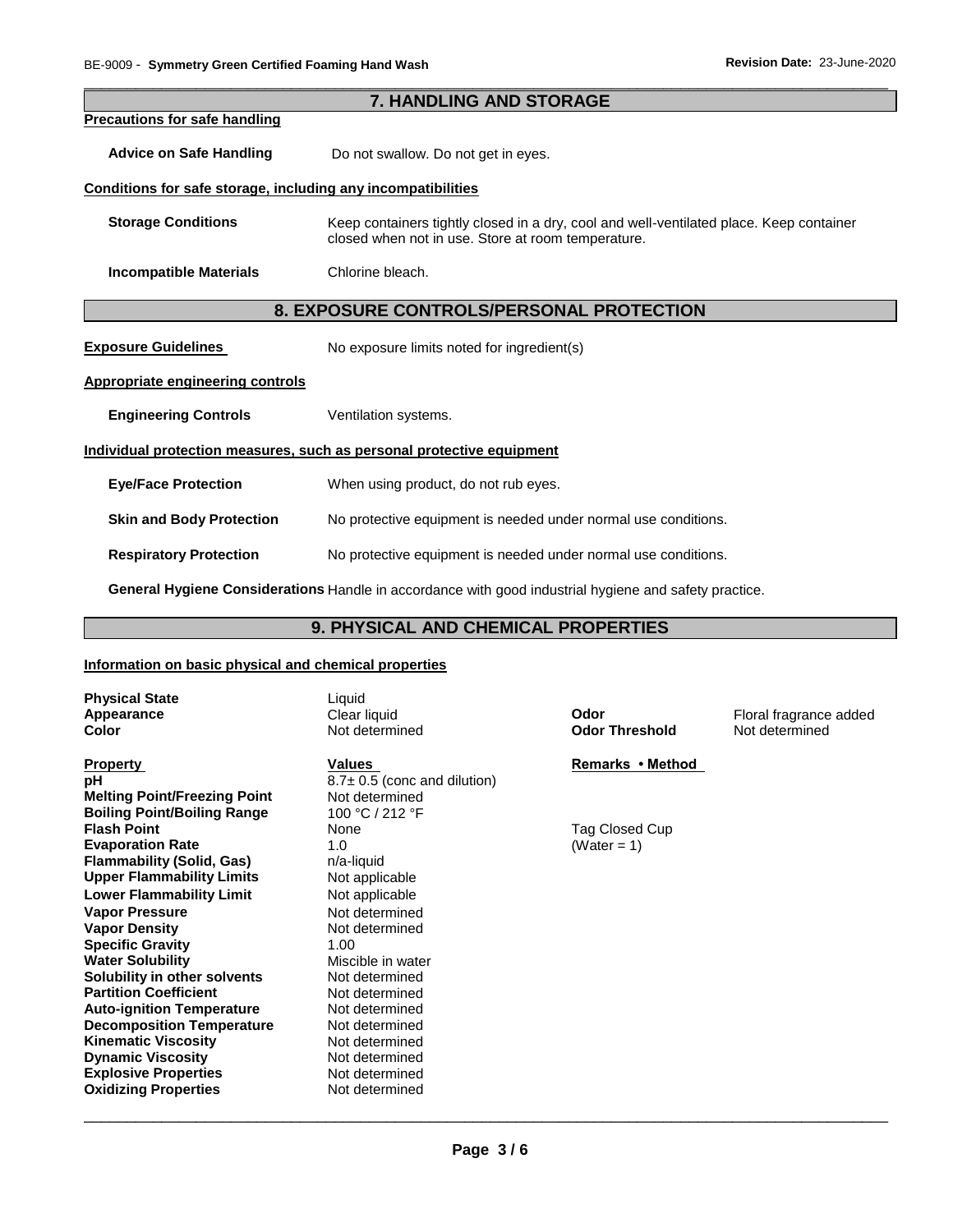## 7. HANDLING AND STORAGE

**Precautions for safe handling**

**Advice on Safe Handling** Do not swallow. Do not get in eyes.

**Conditions for safe storage, including any incompatibilities**

**Storage Conditions** Keep containers tightly closed in a dry, cool and well-ventilated place. Keep container closed when not in use. Store at room temperature.

**Incompatible Materials** Chlorine bleach.

## 8. EXPOSURE CONTROLS/PERSONAL PROTECTION

**Exposure Guidelines** No exposure limits noted for ingredient(s)

**Appropriate engineering controls**

**Engineering Controls** Ventilation systems.

**Individual protection measures, such as personal protective equipment**

**Eye/Face Protection** When using product, do not rub eyes.

**Skin and Body Protection** No protective equipment is needed under normal use conditions.

**Respiratory Protection** No protective equipment is needed under normal use conditions.

**General Hygiene Considerations** Handle in accordance with good industrial hygiene and safety practice.

## 9. PHYSICAL AND CHEMICAL PROPERTIES

**Information on basic physical and chemical properties**

| | | | |
|---|---|---|---|
| **Physical State** | Liquid | | |
| **Appearance** | Clear liquid | **Odor** | Floral fragrance added |
| **Color** | Not determined | **Odor Threshold** | Not determined |

| **Property** | **Values** | **Remarks • Method** |
|---|---|---|
| **pH** | 8.7± 0.5 (conc and dilution) | |
| **Melting Point/Freezing Point** | Not determined | |
| **Boiling Point/Boiling Range** | 100 °C / 212 °F | |
| **Flash Point** | None | Tag Closed Cup |
| **Evaporation Rate** | 1.0 | (Water = 1) |
| **Flammability (Solid, Gas)** | n/a-liquid | |
| **Upper Flammability Limits** | Not applicable | |
| **Lower Flammability Limit** | Not applicable | |
| **Vapor Pressure** | Not determined | |
| **Vapor Density** | Not determined | |
| **Specific Gravity** | 1.00 | |
| **Water Solubility** | Miscible in water | |
| **Solubility in other solvents** | Not determined | |
| **Partition Coefficient** | Not determined | |
| **Auto-ignition Temperature** | Not determined | |
| **Decomposition Temperature** | Not determined | |
| **Kinematic Viscosity** | Not determined | |
| **Dynamic Viscosity** | Not determined | |
| **Explosive Properties** | Not determined | |
| **Oxidizing Properties** | Not determined | |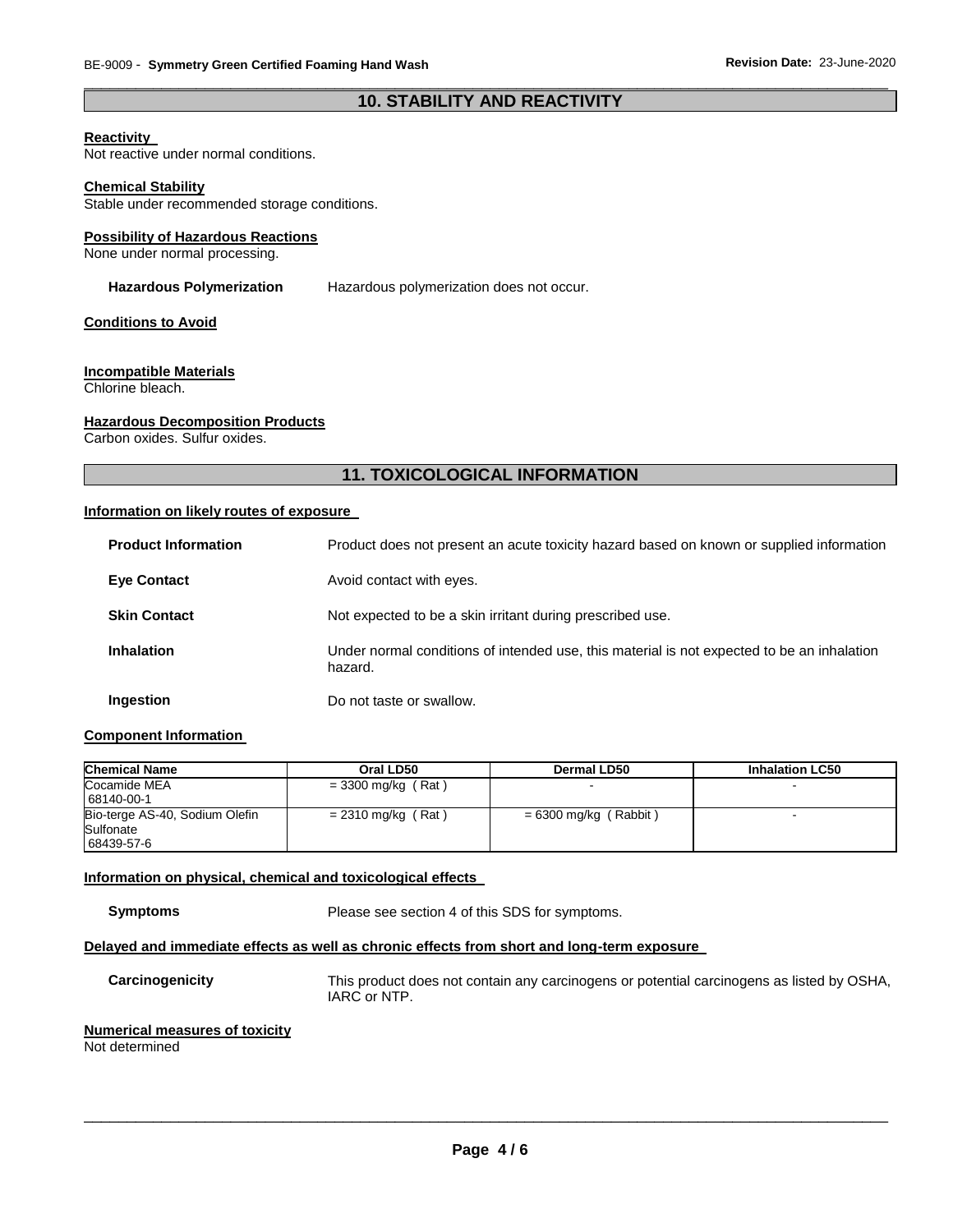## 10. STABILITY AND REACTIVITY

**Reactivity**
Not reactive under normal conditions.

**Chemical Stability**
Stable under recommended storage conditions.

**Possibility of Hazardous Reactions**
None under normal processing.

**Hazardous Polymerization** Hazardous polymerization does not occur.

**Conditions to Avoid**

**Incompatible Materials**
Chlorine bleach.

**Hazardous Decomposition Products**
Carbon oxides. Sulfur oxides.

## 11. TOXICOLOGICAL INFORMATION

**Information on likely routes of exposure**

**Product Information** Product does not present an acute toxicity hazard based on known or supplied information

**Eye Contact** Avoid contact with eyes.

**Skin Contact** Not expected to be a skin irritant during prescribed use.

**Inhalation** Under normal conditions of intended use, this material is not expected to be an inhalation hazard.

**Ingestion** Do not taste or swallow.

**Component Information**

| Chemical Name | Oral LD50 | Dermal LD50 | Inhalation LC50 |
|---|---|---|---|
| Cocamide MEA 68140-00-1 | = 3300 mg/kg ( Rat ) | - | - |
| Bio-terge AS-40, Sodium Olefin Sulfonate 68439-57-6 | = 2310 mg/kg ( Rat ) | = 6300 mg/kg ( Rabbit ) | - |

**Information on physical, chemical and toxicological effects**

**Symptoms** Please see section 4 of this SDS for symptoms.

**Delayed and immediate effects as well as chronic effects from short and long-term exposure**

**Carcinogenicity** This product does not contain any carcinogens or potential carcinogens as listed by OSHA, IARC or NTP.

**Numerical measures of toxicity**
Not determined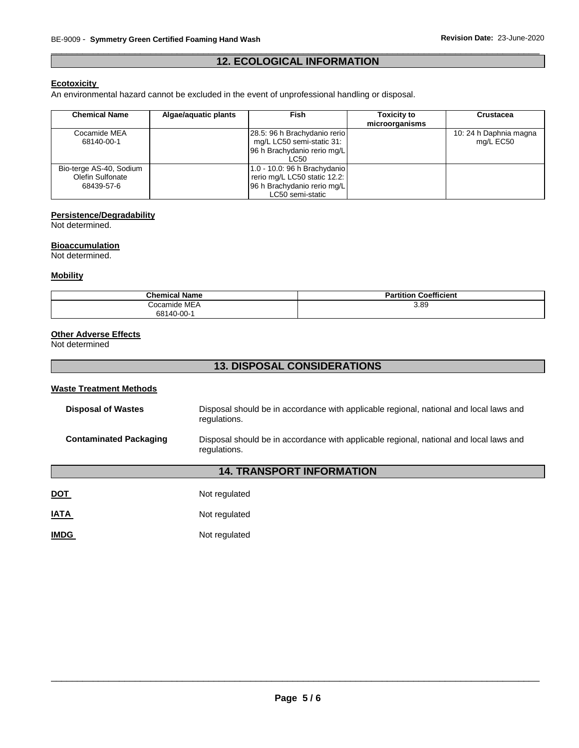## 12. ECOLOGICAL INFORMATION

**Ecotoxicity**

An environmental hazard cannot be excluded in the event of unprofessional handling or disposal.

| Chemical Name | Algae/aquatic plants | Fish | Toxicity to microorganisms | Crustacea |
|---|---|---|---|---|
| Cocamide MEA 68140-00-1 | | 28.5: 96 h Brachydanio rerio mg/L LC50 semi-static 31: 96 h Brachydanio rerio mg/L LC50 | | 10: 24 h Daphnia magna mg/L EC50 |
| Bio-terge AS-40, Sodium Olefin Sulfonate 68439-57-6 | | 1.0 - 10.0: 96 h Brachydanio rerio mg/L LC50 static 12.2: 96 h Brachydanio rerio mg/L LC50 semi-static | | |

**Persistence/Degradability**

Not determined.

**Bioaccumulation**

Not determined.

**Mobility**

| Chemical Name | Partition Coefficient |
|---|---|
| Cocamide MEA 68140-00-1 | 3.89 |

**Other Adverse Effects**

Not determined

## 13. DISPOSAL CONSIDERATIONS

**Waste Treatment Methods**

**Disposal of Wastes** Disposal should be in accordance with applicable regional, national and local laws and regulations.

**Contaminated Packaging** Disposal should be in accordance with applicable regional, national and local laws and regulations.

## 14. TRANSPORT INFORMATION

**DOT** Not regulated

**IATA** Not regulated

**IMDG** Not regulated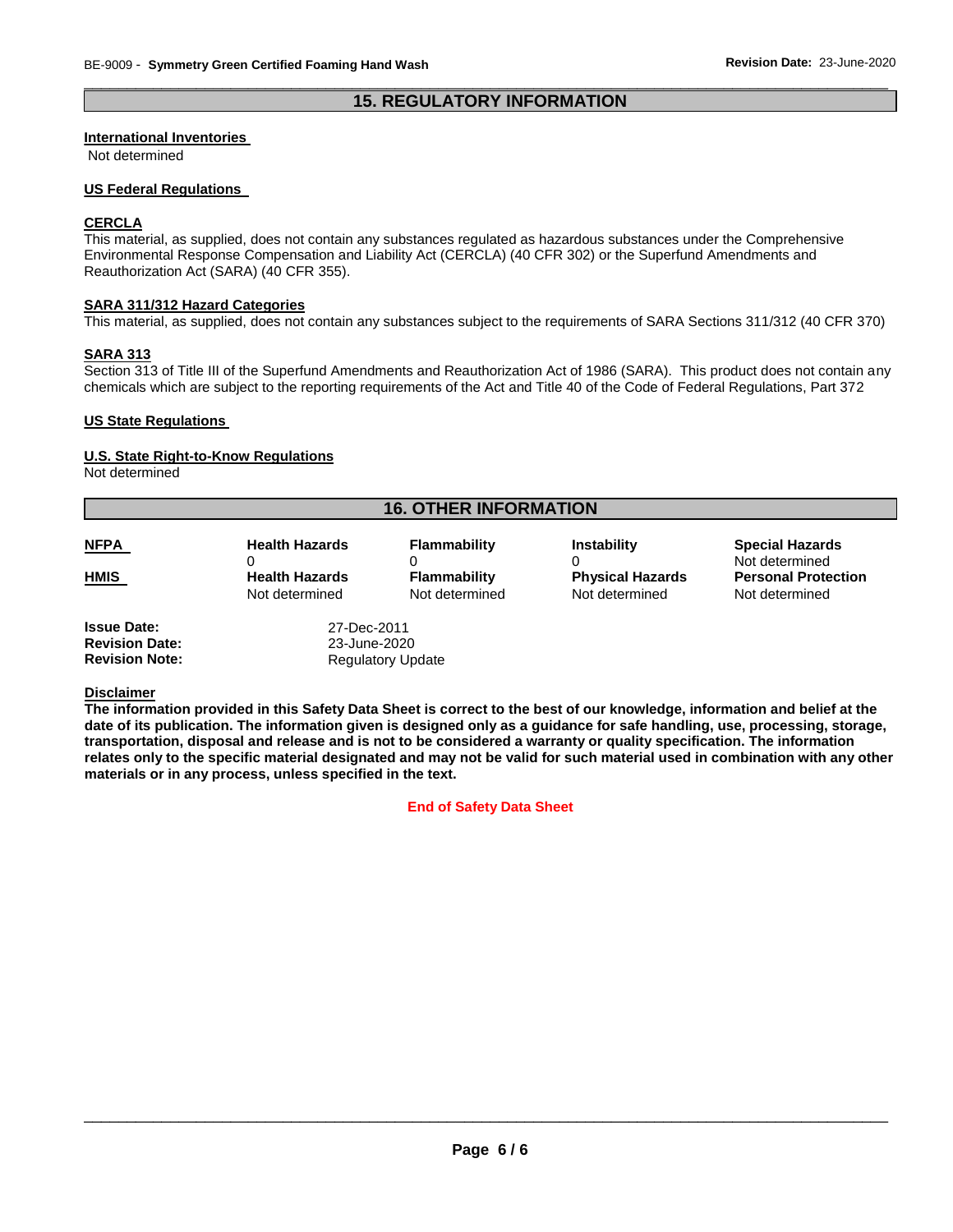## 15. REGULATORY INFORMATION

**International Inventories**

Not determined

**US Federal Regulations**

**CERCLA**

This material, as supplied, does not contain any substances regulated as hazardous substances under the Comprehensive Environmental Response Compensation and Liability Act (CERCLA) (40 CFR 302) or the Superfund Amendments and Reauthorization Act (SARA) (40 CFR 355).

**SARA 311/312 Hazard Categories**

This material, as supplied, does not contain any substances subject to the requirements of SARA Sections 311/312 (40 CFR 370)

**SARA 313**

Section 313 of Title III of the Superfund Amendments and Reauthorization Act of 1986 (SARA). This product does not contain any chemicals which are subject to the reporting requirements of the Act and Title 40 of the Code of Federal Regulations, Part 372

**US State Regulations**

**U.S. State Right-to-Know Regulations**

Not determined

## 16. OTHER INFORMATION

| | | | | |
|---|---|---|---|---|
| **NFPA** | **Health Hazards** 0 | **Flammability** 0 | **Instability** 0 | **Special Hazards** Not determined |
| **HMIS** | **Health Hazards** Not determined | **Flammability** Not determined | **Physical Hazards** Not determined | **Personal Protection** Not determined |

**Issue Date:** 27-Dec-2011
**Revision Date:** 23-June-2020
**Revision Note:** Regulatory Update

**Disclaimer**

**The information provided in this Safety Data Sheet is correct to the best of our knowledge, information and belief at the date of its publication. The information given is designed only as a guidance for safe handling, use, processing, storage, transportation, disposal and release and is not to be considered a warranty or quality specification. The information relates only to the specific material designated and may not be valid for such material used in combination with any other materials or in any process, unless specified in the text.**

**End of Safety Data Sheet**